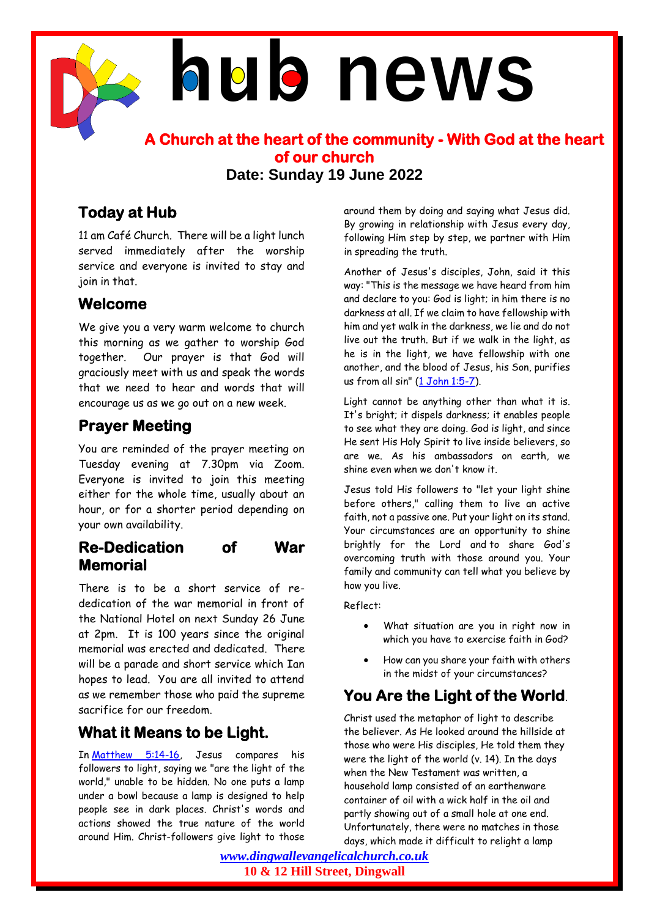# hub news

**A Church at the heart of the community - With God at the heart of our church**

**Date: Sunday 19 June 2022**

## Today at Hub

11 am Café Church. There will be a light lunch served immediately after the worship service and everyone is invited to stay and join in that.

## Welcome

We give you a very warm welcome to church this morning as we gather to worship God together. Our prayer is that God will graciously meet with us and speak the words that we need to hear and words that will encourage us as we go out on a new week.

## Prayer Meeting

You are reminded of the prayer meeting on Tuesday evening at 7.30pm via Zoom. Everyone is invited to join this meeting either for the whole time, usually about an hour, or for a shorter period depending on your own availability.

## Re-Dedication of War Memorial

There is to be a short service of re-dedication of the war memorial in front of the National Hotel on next Sunday 26 June at 2pm. It is 100 years since the original memorial was erected and dedicated. There will be a parade and short service which Ian hopes to lead. You are all invited to attend as we remember those who paid the supreme sacrifice for our freedom.

## What it Means to be Light.

In [Matthew 5:14-16](), Jesus compares his followers to light, saying we "are the light of the world," unable to be hidden. No one puts a lamp under a bowl because a lamp is designed to help people see in dark places. Christ's words and actions showed the true nature of the world around Him. Christ-followers give light to those around them by doing and saying what Jesus did. By growing in relationship with Jesus every day, following Him step by step, we partner with Him in spreading the truth.

Another of Jesus's disciples, John, said it this way: "This is the message we have heard from him and declare to you: God is light; in him there is no darkness at all. If we claim to have fellowship with him and yet walk in the darkness, we lie and do not live out the truth. But if we walk in the light, as he is in the light, we have fellowship with one another, and the blood of Jesus, his Son, purifies us from all sin" ([1 John 1:5-7]()).

Light cannot be anything other than what it is. It's bright; it dispels darkness; it enables people to see what they are doing. God is light, and since He sent His Holy Spirit to live inside believers, so are we. As his ambassadors on earth, we shine even when we don't know it.

Jesus told His followers to "let your light shine before others," calling them to live an active faith, not a passive one. Put your light on its stand. Your circumstances are an opportunity to shine brightly for the Lord and to share God's overcoming truth with those around you. Your family and community can tell what you believe by how you live.

Reflect:

- What situation are you in right now in which you have to exercise faith in God?
- How can you share your faith with others in the midst of your circumstances?

## You Are the Light of the World.

Christ used the metaphor of light to describe the believer. As He looked around the hillside at those who were His disciples, He told them they were the light of the world (v. 14). In the days when the New Testament was written, a household lamp consisted of an earthenware container of oil with a wick half in the oil and partly showing out of a small hole at one end. Unfortunately, there were no matches in those days, which made it difficult to relight a lamp

*[www.dingwallevangelicalchurch.co.uk]()*

**10 & 12 Hill Street, Dingwall**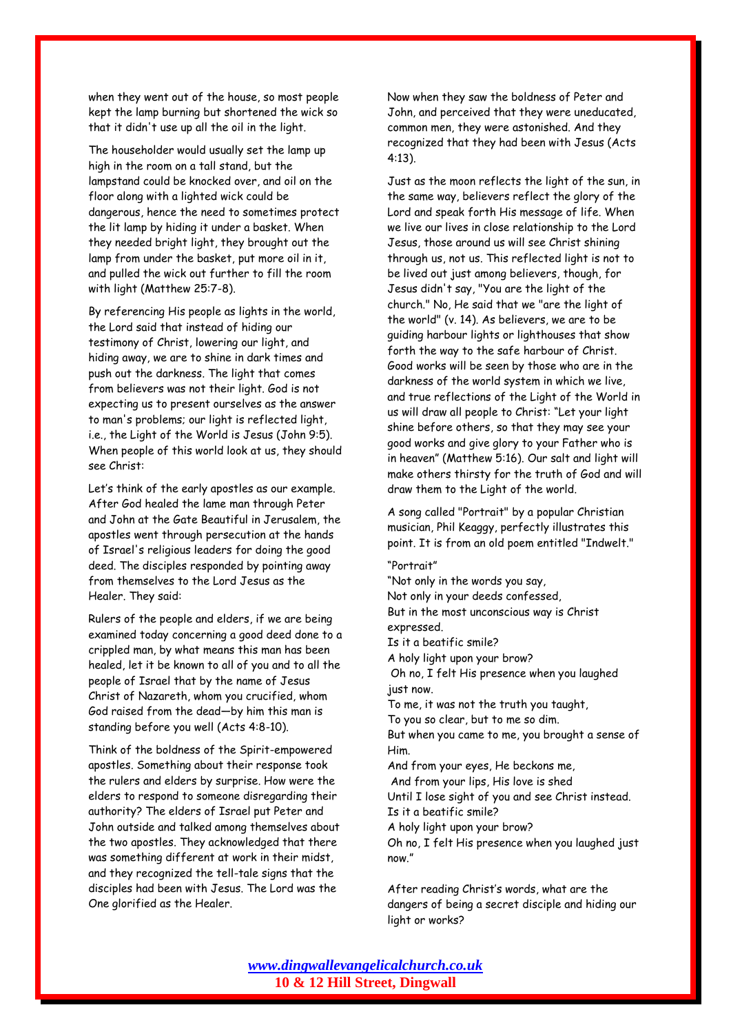when they went out of the house, so most people kept the lamp burning but shortened the wick so that it didn't use up all the oil in the light.

The householder would usually set the lamp up high in the room on a tall stand, but the lampstand could be knocked over, and oil on the floor along with a lighted wick could be dangerous, hence the need to sometimes protect the lit lamp by hiding it under a basket. When they needed bright light, they brought out the lamp from under the basket, put more oil in it, and pulled the wick out further to fill the room with light (Matthew 25:7-8).

By referencing His people as lights in the world, the Lord said that instead of hiding our testimony of Christ, lowering our light, and hiding away, we are to shine in dark times and push out the darkness. The light that comes from believers was not their light. God is not expecting us to present ourselves as the answer to man's problems; our light is reflected light, i.e., the Light of the World is Jesus (John 9:5). When people of this world look at us, they should see Christ:

Let's think of the early apostles as our example. After God healed the lame man through Peter and John at the Gate Beautiful in Jerusalem, the apostles went through persecution at the hands of Israel's religious leaders for doing the good deed. The disciples responded by pointing away from themselves to the Lord Jesus as the Healer. They said:

Rulers of the people and elders, if we are being examined today concerning a good deed done to a crippled man, by what means this man has been healed, let it be known to all of you and to all the people of Israel that by the name of Jesus Christ of Nazareth, whom you crucified, whom God raised from the dead—by him this man is standing before you well (Acts 4:8-10).

Think of the boldness of the Spirit-empowered apostles. Something about their response took the rulers and elders by surprise. How were the elders to respond to someone disregarding their authority? The elders of Israel put Peter and John outside and talked among themselves about the two apostles. They acknowledged that there was something different at work in their midst, and they recognized the tell-tale signs that the disciples had been with Jesus. The Lord was the One glorified as the Healer.

Now when they saw the boldness of Peter and John, and perceived that they were uneducated, common men, they were astonished. And they recognized that they had been with Jesus (Acts 4:13).

Just as the moon reflects the light of the sun, in the same way, believers reflect the glory of the Lord and speak forth His message of life. When we live our lives in close relationship to the Lord Jesus, those around us will see Christ shining through us, not us. This reflected light is not to be lived out just among believers, though, for Jesus didn't say, "You are the light of the church." No, He said that we "are the light of the world" (v. 14). As believers, we are to be guiding harbour lights or lighthouses that show forth the way to the safe harbour of Christ. Good works will be seen by those who are in the darkness of the world system in which we live, and true reflections of the Light of the World in us will draw all people to Christ: "Let your light shine before others, so that they may see your good works and give glory to your Father who is in heaven" (Matthew 5:16). Our salt and light will make others thirsty for the truth of God and will draw them to the Light of the world.

A song called "Portrait" by a popular Christian musician, Phil Keaggy, perfectly illustrates this point. It is from an old poem entitled "Indwelt."

"Portrait"
"Not only in the words you say,
Not only in your deeds confessed,
But in the most unconscious way is Christ expressed.
Is it a beatific smile?
A holy light upon your brow?
Oh no, I felt His presence when you laughed just now.
To me, it was not the truth you taught,
To you so clear, but to me so dim.
But when you came to me, you brought a sense of Him.
And from your eyes, He beckons me,
And from your lips, His love is shed
Until I lose sight of you and see Christ instead.
Is it a beatific smile?
A holy light upon your brow?
Oh no, I felt His presence when you laughed just now."

After reading Christ's words, what are the dangers of being a secret disciple and hiding our light or works?

*www.dingwallevangelicalchurch.co.uk*
**10 & 12 Hill Street, Dingwall**